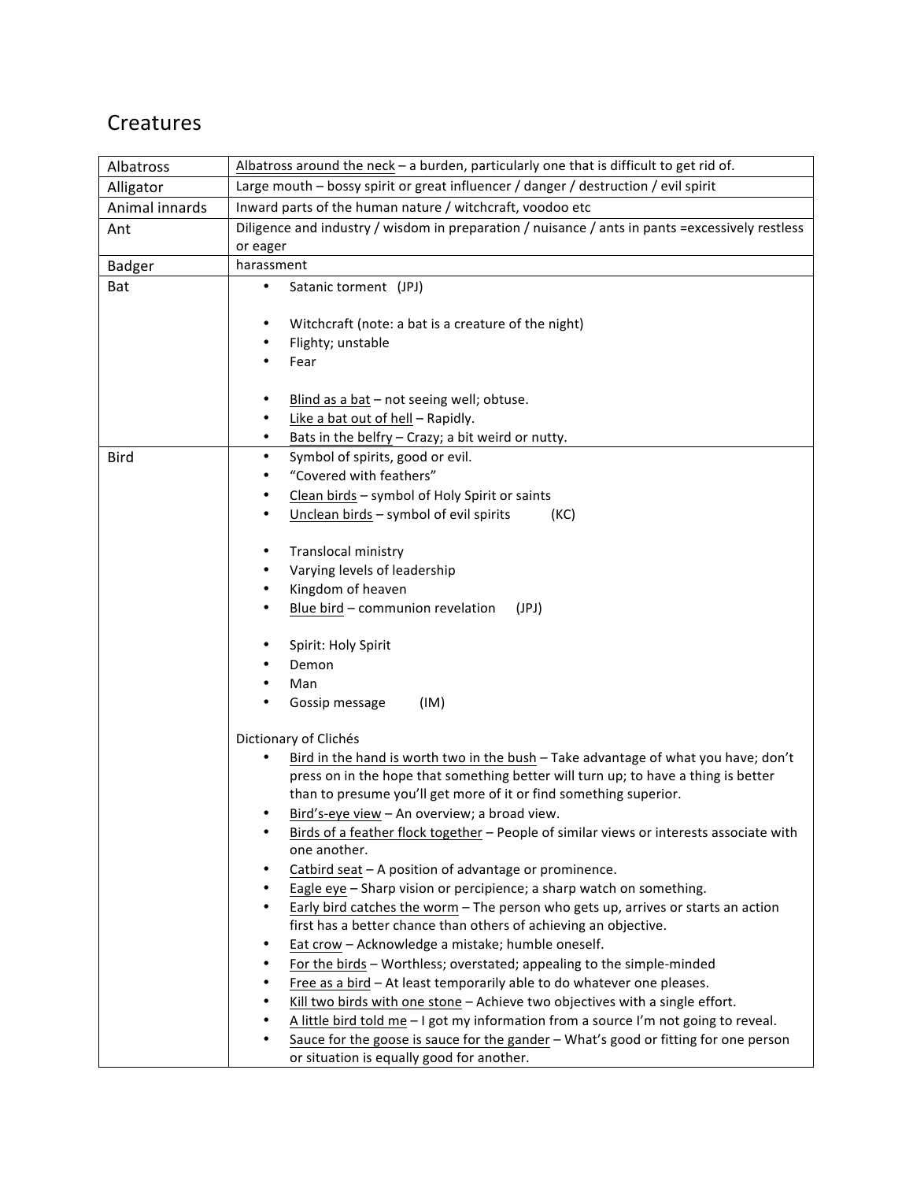## Creatures

| | |
|---|---|
| Albatross | Albatross around the neck – a burden, particularly one that is difficult to get rid of. |
| Alligator | Large mouth – bossy spirit or great influencer / danger / destruction / evil spirit |
| Animal innards | Inward parts of the human nature / witchcraft, voodoo etc |
| Ant | Diligence and industry / wisdom in preparation / nuisance / ants in pants =excessively restless or eager |
| Badger | harassment |
| Bat | • Satanic torment (JPJ)<br><br>• Witchcraft (note: a bat is a creature of the night)<br>• Flighty; unstable<br>• Fear<br><br>• Blind as a bat – not seeing well; obtuse.<br>• Like a bat out of hell – Rapidly.<br>• Bats in the belfry – Crazy; a bit weird or nutty. |
| Bird | • Symbol of spirits, good or evil.<br>• "Covered with feathers"<br>• Clean birds – symbol of Holy Spirit or saints<br>• Unclean birds – symbol of evil spirits (KC)<br><br>• Translocal ministry<br>• Varying levels of leadership<br>• Kingdom of heaven<br>• Blue bird – communion revelation (JPJ)<br><br>• Spirit: Holy Spirit<br>• Demon<br>• Man<br>• Gossip message (IM)<br><br>Dictionary of Clichés<br>• Bird in the hand is worth two in the bush – Take advantage of what you have; don't press on in the hope that something better will turn up; to have a thing is better than to presume you'll get more of it or find something superior.<br>• Bird's-eye view – An overview; a broad view.<br>• Birds of a feather flock together – People of similar views or interests associate with one another.<br>• Catbird seat – A position of advantage or prominence.<br>• Eagle eye – Sharp vision or percipience; a sharp watch on something.<br>• Early bird catches the worm – The person who gets up, arrives or starts an action first has a better chance than others of achieving an objective.<br>• Eat crow – Acknowledge a mistake; humble oneself.<br>• For the birds – Worthless; overstated; appealing to the simple-minded<br>• Free as a bird – At least temporarily able to do whatever one pleases.<br>• Kill two birds with one stone – Achieve two objectives with a single effort.<br>• A little bird told me – I got my information from a source I'm not going to reveal.<br>• Sauce for the goose is sauce for the gander – What's good or fitting for one person or situation is equally good for another. |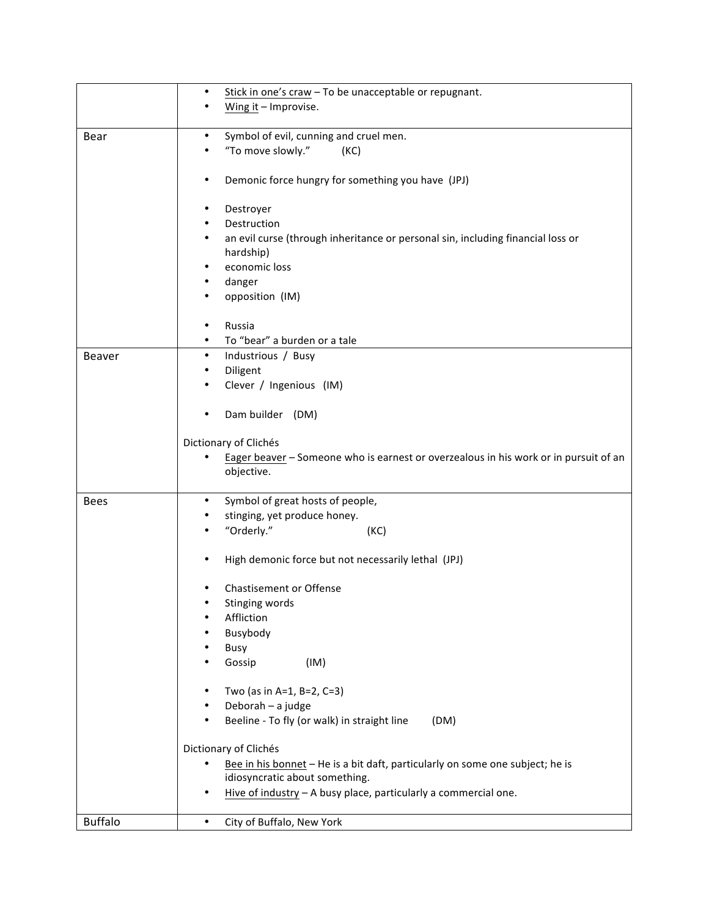| | |
|---|---|
| | • <u>Stick in one's craw</u> – To be unacceptable or repugnant.<br>• <u>Wing it</u> – Improvise. |
| Bear | • Symbol of evil, cunning and cruel men.<br>• "To move slowly." (KC)<br><br>• Demonic force hungry for something you have (JPJ)<br><br>• Destroyer<br>• Destruction<br>• an evil curse (through inheritance or personal sin, including financial loss or hardship)<br>• economic loss<br>• danger<br>• opposition (IM)<br><br>• Russia<br>• To "bear" a burden or a tale |
| Beaver | • Industrious / Busy<br>• Diligent<br>• Clever / Ingenious (IM)<br><br>• Dam builder (DM)<br><br>Dictionary of Clichés<br>• <u>Eager beaver</u> – Someone who is earnest or overzealous in his work or in pursuit of an objective. |
| Bees | • Symbol of great hosts of people,<br>• stinging, yet produce honey.<br>• "Orderly." (KC)<br><br>• High demonic force but not necessarily lethal (JPJ)<br><br>• Chastisement or Offense<br>• Stinging words<br>• Affliction<br>• Busybody<br>• Busy<br>• Gossip (IM)<br><br>• Two (as in A=1, B=2, C=3)<br>• Deborah – a judge<br>• Beeline - To fly (or walk) in straight line (DM)<br><br>Dictionary of Clichés<br>• <u>Bee in his bonnet</u> – He is a bit daft, particularly on some one subject; he is idiosyncratic about something.<br>• <u>Hive of industry</u> – A busy place, particularly a commercial one. |
| Buffalo | • City of Buffalo, New York |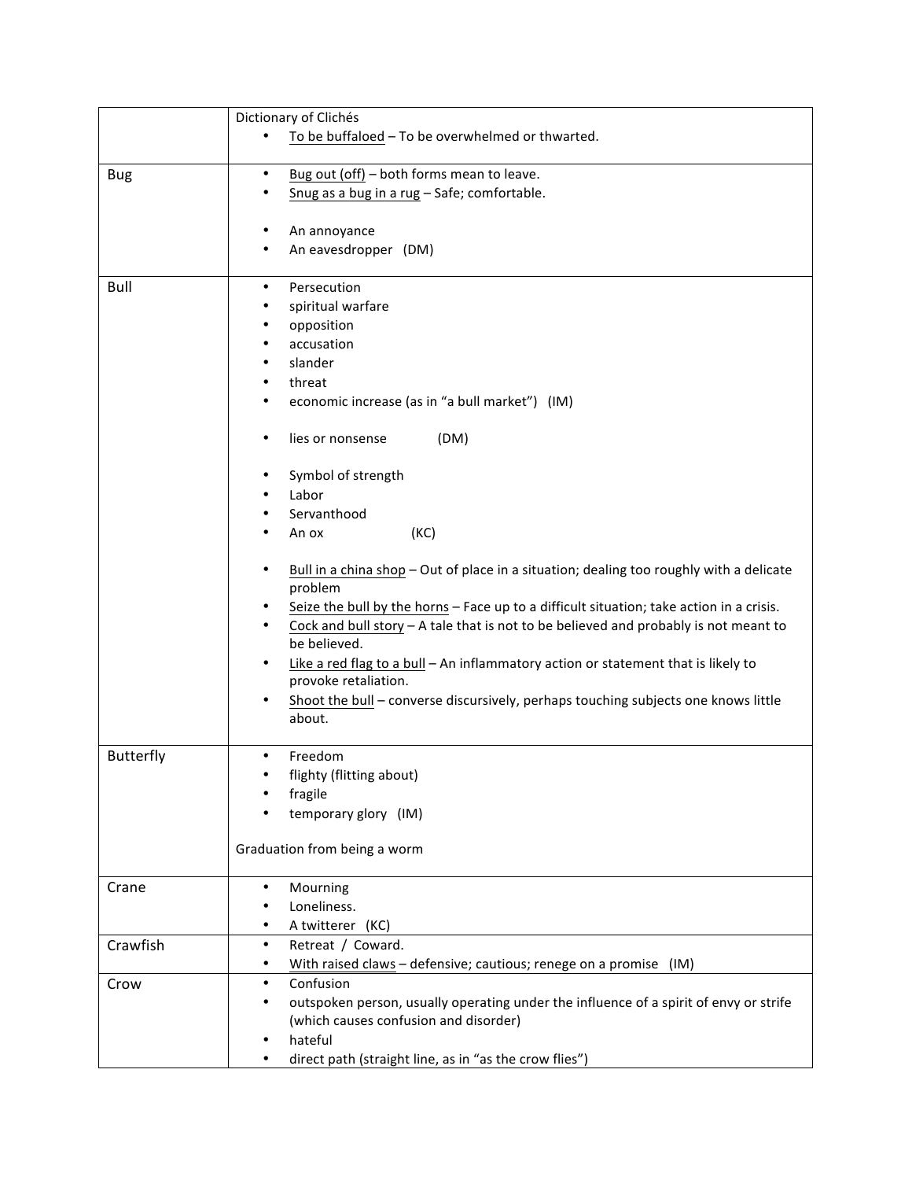| | |
|---|---|
| | Dictionary of Clichés<br>• To be buffaloed – To be overwhelmed or thwarted. |
| Bug | • Bug out (off) – both forms mean to leave.<br>• Snug as a bug in a rug – Safe; comfortable.<br><br>• An annoyance<br>• An eavesdropper (DM) |
| Bull | • Persecution<br>• spiritual warfare<br>• opposition<br>• accusation<br>• slander<br>• threat<br>• economic increase (as in "a bull market") (IM)<br><br>• lies or nonsense (DM)<br><br>• Symbol of strength<br>• Labor<br>• Servanthood<br>• An ox (KC)<br><br>• Bull in a china shop – Out of place in a situation; dealing too roughly with a delicate problem<br>• Seize the bull by the horns – Face up to a difficult situation; take action in a crisis.<br>• Cock and bull story – A tale that is not to be believed and probably is not meant to be believed.<br>• Like a red flag to a bull – An inflammatory action or statement that is likely to provoke retaliation.<br>• Shoot the bull – converse discursively, perhaps touching subjects one knows little about. |
| Butterfly | • Freedom<br>• flighty (flitting about)<br>• fragile<br>• temporary glory (IM)<br><br>Graduation from being a worm |
| Crane | • Mourning<br>• Loneliness.<br>• A twitterer (KC) |
| Crawfish | • Retreat / Coward.<br>• With raised claws – defensive; cautious; renege on a promise (IM) |
| Crow | • Confusion<br>• outspoken person, usually operating under the influence of a spirit of envy or strife (which causes confusion and disorder)<br>• hateful<br>• direct path (straight line, as in "as the crow flies") |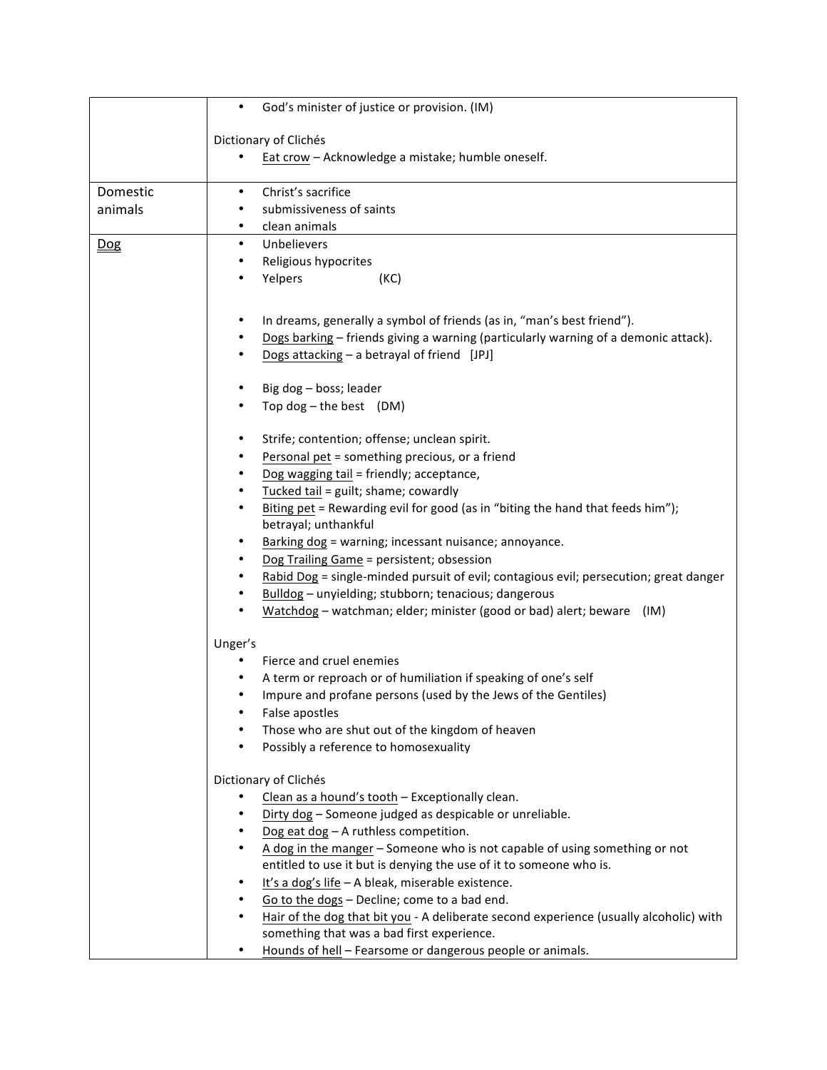| | |
|---|---|
| | • God's minister of justice or provision. (IM)<br><br>Dictionary of Clichés<br>• <u>Eat crow</u> – Acknowledge a mistake; humble oneself. |
| Domestic animals | • Christ's sacrifice<br>• submissiveness of saints<br>• clean animals |
| <u>Dog</u> | • Unbelievers<br>• Religious hypocrites<br>• Yelpers (KC)<br><br>• In dreams, generally a symbol of friends (as in, "man's best friend").<br>• <u>Dogs barking</u> – friends giving a warning (particularly warning of a demonic attack).<br>• <u>Dogs attacking</u> – a betrayal of friend [JPJ]<br><br>• Big dog – boss; leader<br>• Top dog – the best (DM)<br><br>• Strife; contention; offense; unclean spirit.<br>• <u>Personal pet</u> = something precious, or a friend<br>• <u>Dog wagging tail</u> = friendly; acceptance,<br>• <u>Tucked tail</u> = guilt; shame; cowardly<br>• <u>Biting pet</u> = Rewarding evil for good (as in "biting the hand that feeds him"); betrayal; unthankful<br>• <u>Barking dog</u> = warning; incessant nuisance; annoyance.<br>• <u>Dog Trailing Game</u> = persistent; obsession<br>• <u>Rabid Dog</u> = single-minded pursuit of evil; contagious evil; persecution; great danger<br>• <u>Bulldog</u> – unyielding; stubborn; tenacious; dangerous<br>• <u>Watchdog</u> – watchman; elder; minister (good or bad) alert; beware (IM)<br><br>Unger's<br>• Fierce and cruel enemies<br>• A term or reproach or of humiliation if speaking of one's self<br>• Impure and profane persons (used by the Jews of the Gentiles)<br>• False apostles<br>• Those who are shut out of the kingdom of heaven<br>• Possibly a reference to homosexuality<br><br>Dictionary of Clichés<br>• <u>Clean as a hound's tooth</u> – Exceptionally clean.<br>• <u>Dirty dog</u> – Someone judged as despicable or unreliable.<br>• <u>Dog eat dog</u> – A ruthless competition.<br>• <u>A dog in the manger</u> – Someone who is not capable of using something or not entitled to use it but is denying the use of it to someone who is.<br>• <u>It's a dog's life</u> – A bleak, miserable existence.<br>• <u>Go to the dogs</u> – Decline; come to a bad end.<br>• <u>Hair of the dog that bit you</u> - A deliberate second experience (usually alcoholic) with something that was a bad first experience.<br>• <u>Hounds of hell</u> – Fearsome or dangerous people or animals. |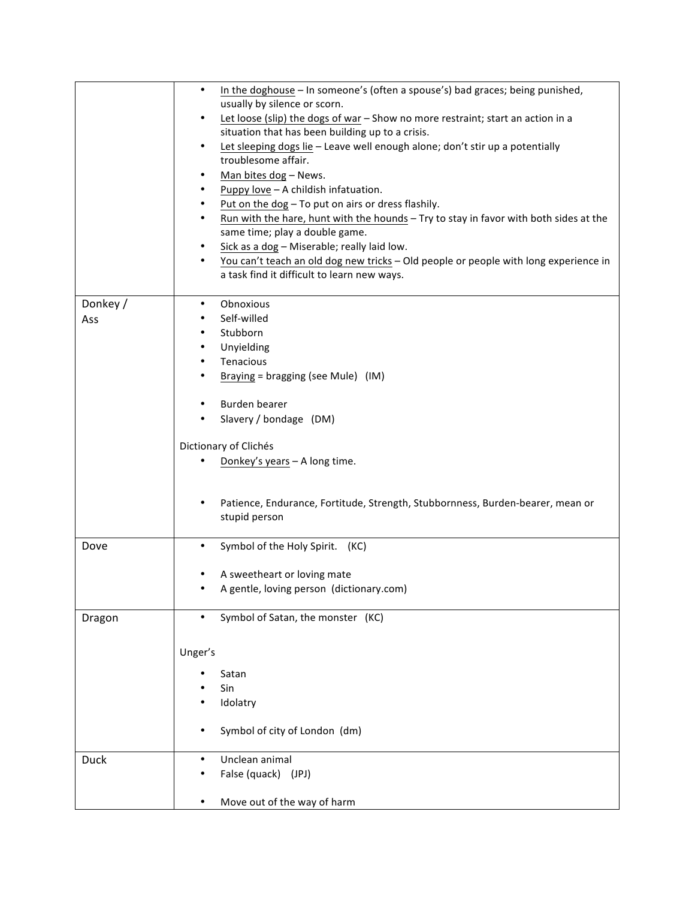| | |
|---|---|
| | • <u>In the doghouse</u> – In someone's (often a spouse's) bad graces; being punished, usually by silence or scorn.<br>• <u>Let loose (slip) the dogs of war</u> – Show no more restraint; start an action in a situation that has been building up to a crisis.<br>• <u>Let sleeping dogs lie</u> – Leave well enough alone; don't stir up a potentially troublesome affair.<br>• <u>Man bites dog</u> – News.<br>• <u>Puppy love</u> – A childish infatuation.<br>• <u>Put on the dog</u> – To put on airs or dress flashily.<br>• <u>Run with the hare, hunt with the hounds</u> – Try to stay in favor with both sides at the same time; play a double game.<br>• <u>Sick as a dog</u> – Miserable; really laid low.<br>• <u>You can't teach an old dog new tricks</u> – Old people or people with long experience in a task find it difficult to learn new ways. |
| Donkey / Ass | • Obnoxious<br>• Self-willed<br>• Stubborn<br>• Unyielding<br>• Tenacious<br>• <u>Braying</u> = bragging (see Mule) (IM)<br><br>• Burden bearer<br>• Slavery / bondage (DM)<br><br>Dictionary of Clichés<br>• <u>Donkey's years</u> – A long time.<br><br>• Patience, Endurance, Fortitude, Strength, Stubbornness, Burden-bearer, mean or stupid person |
| Dove | • Symbol of the Holy Spirit. (KC)<br><br>• A sweetheart or loving mate<br>• A gentle, loving person (dictionary.com) |
| Dragon | • Symbol of Satan, the monster (KC)<br><br>Unger's<br>• Satan<br>• Sin<br>• Idolatry<br><br>• Symbol of city of London (dm) |
| Duck | • Unclean animal<br>• False (quack) (JPJ)<br><br>• Move out of the way of harm |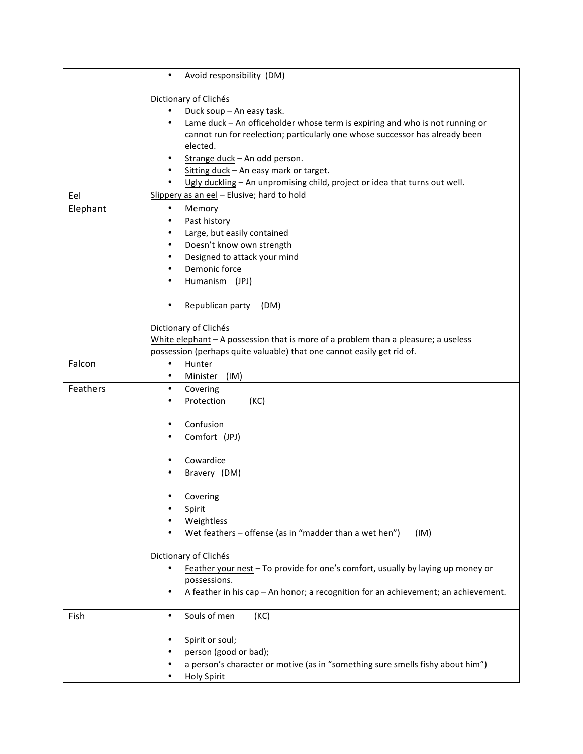| | |
|---|---|
| | • Avoid responsibility (DM)<br><br>Dictionary of Clichés<br>• <u>Duck soup</u> – An easy task.<br>• <u>Lame duck</u> – An officeholder whose term is expiring and who is not running or cannot run for reelection; particularly one whose successor has already been elected.<br>• <u>Strange duck</u> – An odd person.<br>• <u>Sitting duck</u> – An easy mark or target.<br>• <u>Ugly duckling</u> – An unpromising child, project or idea that turns out well. |
| Eel | <u>Slippery as an eel</u> – Elusive; hard to hold |
| Elephant | • Memory<br>• Past history<br>• Large, but easily contained<br>• Doesn't know own strength<br>• Designed to attack your mind<br>• Demonic force<br>• Humanism (JPJ)<br><br>• Republican party (DM)<br><br>Dictionary of Clichés<br><u>White elephant</u> – A possession that is more of a problem than a pleasure; a useless possession (perhaps quite valuable) that one cannot easily get rid of. |
| Falcon | • Hunter<br>• Minister (IM) |
| Feathers | • Covering<br>• Protection (KC)<br><br>• Confusion<br>• Comfort (JPJ)<br><br>• Cowardice<br>• Bravery (DM)<br><br>• Covering<br>• Spirit<br>• Weightless<br>• <u>Wet feathers</u> – offense (as in "madder than a wet hen") (IM)<br><br>Dictionary of Clichés<br>• <u>Feather your nest</u> – To provide for one's comfort, usually by laying up money or possessions.<br>• <u>A feather in his cap</u> – An honor; a recognition for an achievement; an achievement. |
| Fish | • Souls of men (KC)<br><br>• Spirit or soul;<br>• person (good or bad);<br>• a person's character or motive (as in "something sure smells fishy about him")<br>• Holy Spirit |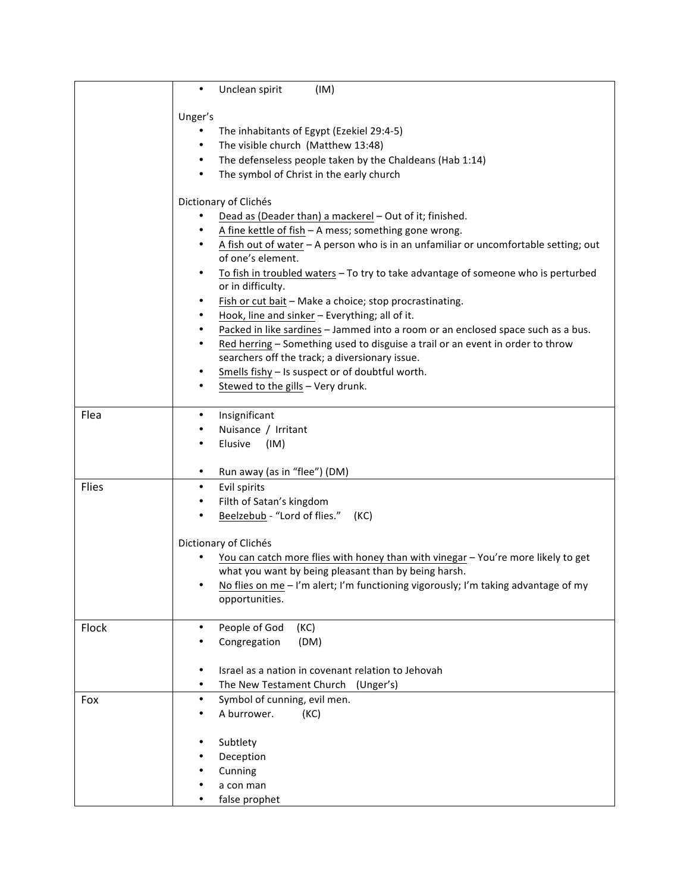| | |
|---|---|
| | • Unclean spirit (IM)<br><br>Unger's<br>• The inhabitants of Egypt (Ezekiel 29:4-5)<br>• The visible church (Matthew 13:48)<br>• The defenseless people taken by the Chaldeans (Hab 1:14)<br>• The symbol of Christ in the early church<br><br>Dictionary of Clichés<br>• <u>Dead as (Deader than) a mackerel</u> – Out of it; finished.<br>• <u>A fine kettle of fish</u> – A mess; something gone wrong.<br>• <u>A fish out of water</u> – A person who is in an unfamiliar or uncomfortable setting; out of one's element.<br>• <u>To fish in troubled waters</u> – To try to take advantage of someone who is perturbed or in difficulty.<br>• <u>Fish or cut bait</u> – Make a choice; stop procrastinating.<br>• <u>Hook, line and sinker</u> – Everything; all of it.<br>• <u>Packed in like sardines</u> – Jammed into a room or an enclosed space such as a bus.<br>• <u>Red herring</u> – Something used to disguise a trail or an event in order to throw searchers off the track; a diversionary issue.<br>• <u>Smells fishy</u> – Is suspect or of doubtful worth.<br>• <u>Stewed to the gills</u> – Very drunk. |
| Flea | • Insignificant<br>• Nuisance / Irritant<br>• Elusive (IM)<br><br>• Run away (as in "flee") (DM) |
| Flies | • Evil spirits<br>• Filth of Satan's kingdom<br>• <u>Beelzebub</u> - "Lord of flies." (KC)<br><br>Dictionary of Clichés<br>• <u>You can catch more flies with honey than with vinegar</u> – You're more likely to get what you want by being pleasant than by being harsh.<br>• <u>No flies on me</u> – I'm alert; I'm functioning vigorously; I'm taking advantage of my opportunities. |
| Flock | • People of God (KC)<br>• Congregation (DM)<br><br>• Israel as a nation in covenant relation to Jehovah<br>• The New Testament Church (Unger's) |
| Fox | • Symbol of cunning, evil men.<br>• A burrower. (KC)<br><br>• Subtlety<br>• Deception<br>• Cunning<br>• a con man<br>• false prophet |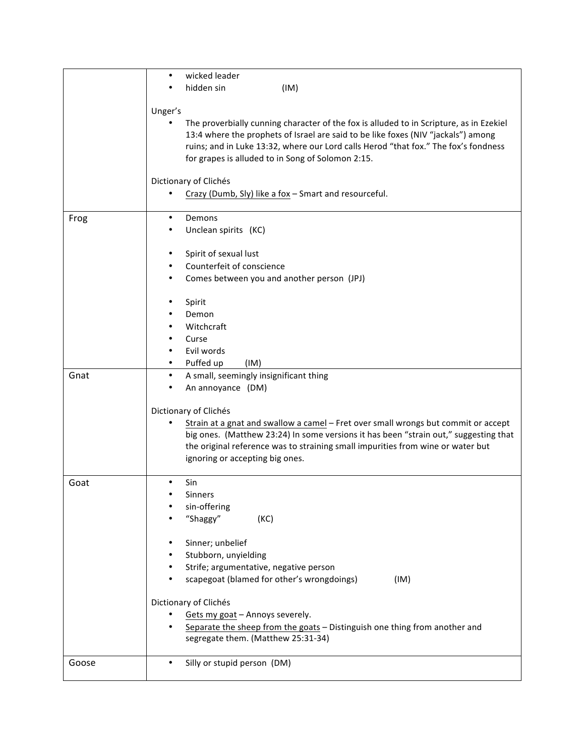| | |
|---|---|
| | • wicked leader<br>• hidden sin (IM)<br><br>Unger's<br>• The proverbially cunning character of the fox is alluded to in Scripture, as in Ezekiel 13:4 where the prophets of Israel are said to be like foxes (NIV "jackals") among ruins; and in Luke 13:32, where our Lord calls Herod "that fox." The fox's fondness for grapes is alluded to in Song of Solomon 2:15.<br><br>Dictionary of Clichés<br>• <u>Crazy (Dumb, Sly) like a fox</u> – Smart and resourceful. |
| Frog | • Demons<br>• Unclean spirits (KC)<br><br>• Spirit of sexual lust<br>• Counterfeit of conscience<br>• Comes between you and another person (JPJ)<br><br>• Spirit<br>• Demon<br>• Witchcraft<br>• Curse<br>• Evil words<br>• Puffed up (IM) |
| Gnat | • A small, seemingly insignificant thing<br>• An annoyance (DM)<br><br>Dictionary of Clichés<br>• <u>Strain at a gnat and swallow a camel</u> – Fret over small wrongs but commit or accept big ones. (Matthew 23:24) In some versions it has been "strain out," suggesting that the original reference was to straining small impurities from wine or water but ignoring or accepting big ones. |
| Goat | • Sin<br>• Sinners<br>• sin-offering<br>• "Shaggy" (KC)<br><br>• Sinner; unbelief<br>• Stubborn, unyielding<br>• Strife; argumentative, negative person<br>• scapegoat (blamed for other's wrongdoings) (IM)<br><br>Dictionary of Clichés<br>• <u>Gets my goat</u> – Annoys severely.<br>• <u>Separate the sheep from the goats</u> – Distinguish one thing from another and segregate them. (Matthew 25:31-34) |
| Goose | • Silly or stupid person (DM) |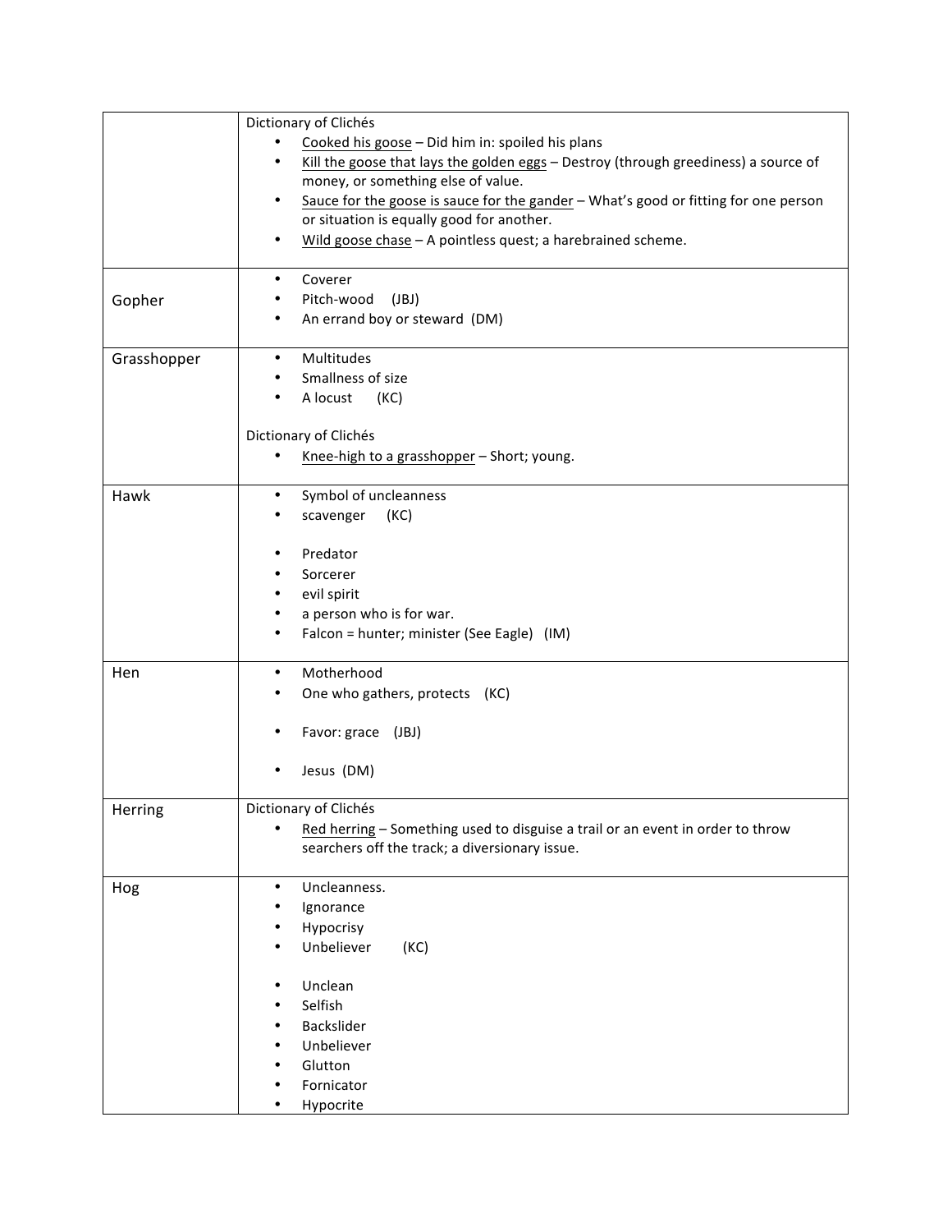| | |
|---|---|
| | Dictionary of Clichés<br>• Cooked his goose – Did him in: spoiled his plans<br>• Kill the goose that lays the golden eggs – Destroy (through greediness) a source of money, or something else of value.<br>• Sauce for the goose is sauce for the gander – What's good or fitting for one person or situation is equally good for another.<br>• Wild goose chase – A pointless quest; a harebrained scheme. |
| Gopher | • Coverer<br>• Pitch-wood (JBJ)<br>• An errand boy or steward (DM) |
| Grasshopper | • Multitudes<br>• Smallness of size<br>• A locust (KC)<br><br>Dictionary of Clichés<br>• Knee-high to a grasshopper – Short; young. |
| Hawk | • Symbol of uncleanness<br>• scavenger (KC)<br><br>• Predator<br>• Sorcerer<br>• evil spirit<br>• a person who is for war.<br>• Falcon = hunter; minister (See Eagle) (IM) |
| Hen | • Motherhood<br>• One who gathers, protects (KC)<br><br>• Favor: grace (JBJ)<br><br>• Jesus (DM) |
| Herring | Dictionary of Clichés<br>• Red herring – Something used to disguise a trail or an event in order to throw searchers off the track; a diversionary issue. |
| Hog | • Uncleanness.<br>• Ignorance<br>• Hypocrisy<br>• Unbeliever (KC)<br><br>• Unclean<br>• Selfish<br>• Backslider<br>• Unbeliever<br>• Glutton<br>• Fornicator<br>• Hypocrite |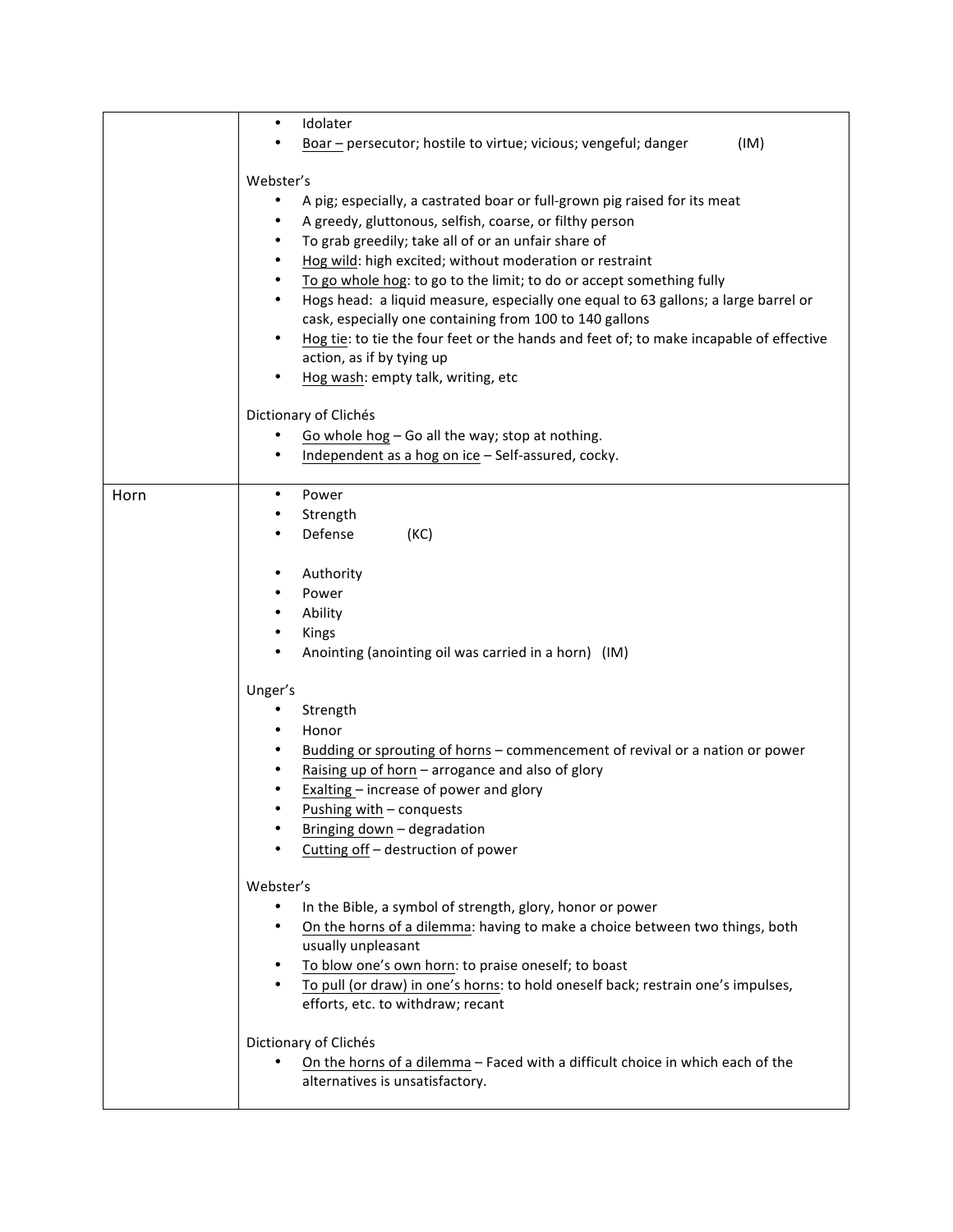| | |
|---|---|
| | • Idolater<br>• Boar – persecutor; hostile to virtue; vicious; vengeful; danger (IM)<br><br>Webster's<br>• A pig; especially, a castrated boar or full-grown pig raised for its meat<br>• A greedy, gluttonous, selfish, coarse, or filthy person<br>• To grab greedily; take all of or an unfair share of<br>• Hog wild: high excited; without moderation or restraint<br>• To go whole hog: to go to the limit; to do or accept something fully<br>• Hogs head: a liquid measure, especially one equal to 63 gallons; a large barrel or cask, especially one containing from 100 to 140 gallons<br>• Hog tie: to tie the four feet or the hands and feet of; to make incapable of effective action, as if by tying up<br>• Hog wash: empty talk, writing, etc<br><br>Dictionary of Clichés<br>• Go whole hog – Go all the way; stop at nothing.<br>• Independent as a hog on ice – Self-assured, cocky. |
| Horn | • Power<br>• Strength<br>• Defense (KC)<br><br>• Authority<br>• Power<br>• Ability<br>• Kings<br>• Anointing (anointing oil was carried in a horn) (IM)<br><br>Unger's<br>• Strength<br>• Honor<br>• Budding or sprouting of horns – commencement of revival or a nation or power<br>• Raising up of horn – arrogance and also of glory<br>• Exalting – increase of power and glory<br>• Pushing with – conquests<br>• Bringing down – degradation<br>• Cutting off – destruction of power<br><br>Webster's<br>• In the Bible, a symbol of strength, glory, honor or power<br>• On the horns of a dilemma: having to make a choice between two things, both usually unpleasant<br>• To blow one's own horn: to praise oneself; to boast<br>• To pull (or draw) in one's horns: to hold oneself back; restrain one's impulses, efforts, etc. to withdraw; recant<br><br>Dictionary of Clichés<br>• On the horns of a dilemma – Faced with a difficult choice in which each of the alternatives is unsatisfactory. |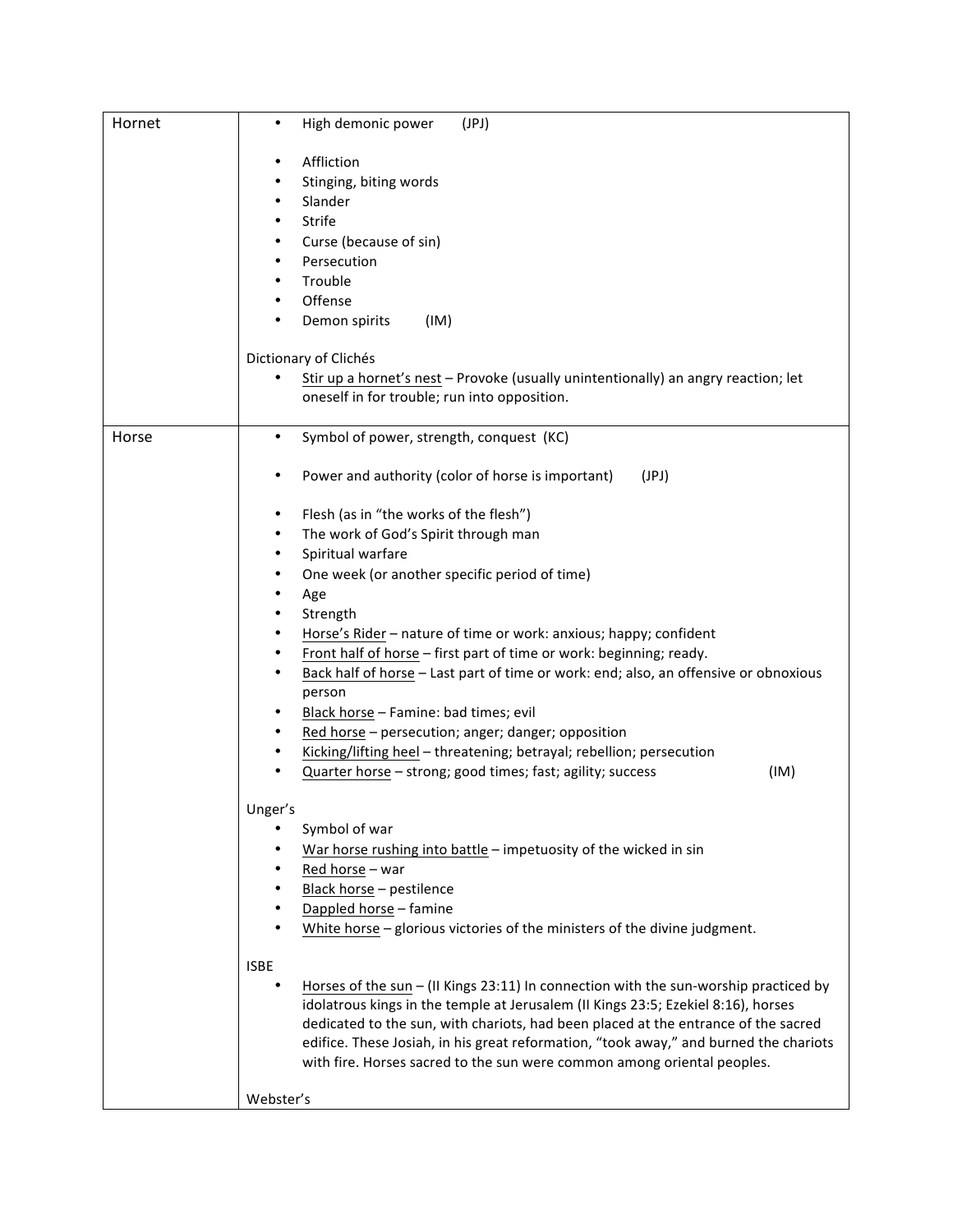| | |
|---|---|
| Hornet | • High demonic power (JPJ)<br><br>• Affliction<br>• Stinging, biting words<br>• Slander<br>• Strife<br>• Curse (because of sin)<br>• Persecution<br>• Trouble<br>• Offense<br>• Demon spirits (IM)<br><br>Dictionary of Clichés<br>• <u>Stir up a hornet's nest</u> – Provoke (usually unintentionally) an angry reaction; let oneself in for trouble; run into opposition. |
| Horse | • Symbol of power, strength, conquest (KC)<br><br>• Power and authority (color of horse is important) (JPJ)<br><br>• Flesh (as in "the works of the flesh")<br>• The work of God's Spirit through man<br>• Spiritual warfare<br>• One week (or another specific period of time)<br>• Age<br>• Strength<br>• <u>Horse's Rider</u> – nature of time or work: anxious; happy; confident<br>• <u>Front half of horse</u> – first part of time or work: beginning; ready.<br>• <u>Back half of horse</u> – Last part of time or work: end; also, an offensive or obnoxious person<br>• <u>Black horse</u> – Famine: bad times; evil<br>• <u>Red horse</u> – persecution; anger; danger; opposition<br>• <u>Kicking/lifting heel</u> – threatening; betrayal; rebellion; persecution<br>• <u>Quarter horse</u> – strong; good times; fast; agility; success (IM)<br><br>Unger's<br>• Symbol of war<br>• <u>War horse rushing into battle</u> – impetuosity of the wicked in sin<br>• <u>Red horse</u> – war<br>• <u>Black horse</u> – pestilence<br>• <u>Dappled horse</u> – famine<br>• <u>White horse</u> – glorious victories of the ministers of the divine judgment.<br><br>ISBE<br>• <u>Horses of the sun</u> – (II Kings 23:11) In connection with the sun-worship practiced by idolatrous kings in the temple at Jerusalem (II Kings 23:5; Ezekiel 8:16), horses dedicated to the sun, with chariots, had been placed at the entrance of the sacred edifice. These Josiah, in his great reformation, "took away," and burned the chariots with fire. Horses sacred to the sun were common among oriental peoples.<br><br>Webster's |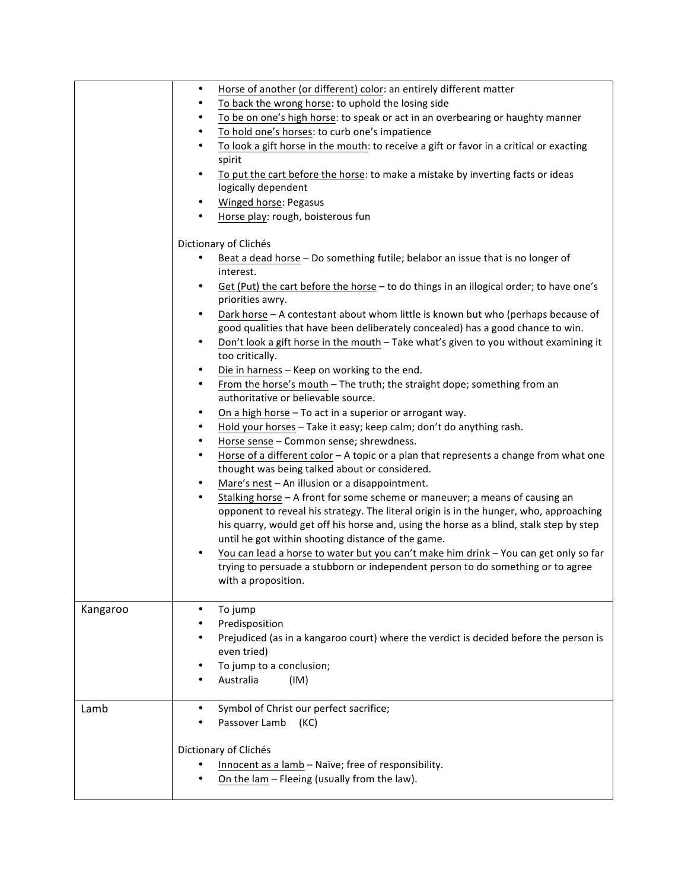| | |
|---|---|
| | • <u>Horse of another (or different) color</u>: an entirely different matter<br>• <u>To back the wrong horse</u>: to uphold the losing side<br>• <u>To be on one's high horse</u>: to speak or act in an overbearing or haughty manner<br>• <u>To hold one's horses</u>: to curb one's impatience<br>• <u>To look a gift horse in the mouth</u>: to receive a gift or favor in a critical or exacting spirit<br>• <u>To put the cart before the horse</u>: to make a mistake by inverting facts or ideas logically dependent<br>• <u>Winged horse</u>: Pegasus<br>• <u>Horse play</u>: rough, boisterous fun<br><br>Dictionary of Clichés<br>• <u>Beat a dead horse</u> – Do something futile; belabor an issue that is no longer of interest.<br>• <u>Get (Put) the cart before the horse</u> – to do things in an illogical order; to have one's priorities awry.<br>• <u>Dark horse</u> – A contestant about whom little is known but who (perhaps because of good qualities that have been deliberately concealed) has a good chance to win.<br>• <u>Don't look a gift horse in the mouth</u> – Take what's given to you without examining it too critically.<br>• <u>Die in harness</u> – Keep on working to the end.<br>• <u>From the horse's mouth</u> – The truth; the straight dope; something from an authoritative or believable source.<br>• <u>On a high horse</u> – To act in a superior or arrogant way.<br>• <u>Hold your horses</u> – Take it easy; keep calm; don't do anything rash.<br>• <u>Horse sense</u> – Common sense; shrewdness.<br>• <u>Horse of a different color</u> – A topic or a plan that represents a change from what one thought was being talked about or considered.<br>• <u>Mare's nest</u> – An illusion or a disappointment.<br>• <u>Stalking horse</u> – A front for some scheme or maneuver; a means of causing an opponent to reveal his strategy. The literal origin is in the hunger, who, approaching his quarry, would get off his horse and, using the horse as a blind, stalk step by step until he got within shooting distance of the game.<br>• <u>You can lead a horse to water but you can't make him drink</u> – You can get only so far trying to persuade a stubborn or independent person to do something or to agree with a proposition. |
| Kangaroo | • To jump<br>• Predisposition<br>• Prejudiced (as in a kangaroo court) where the verdict is decided before the person is even tried)<br>• To jump to a conclusion;<br>• Australia (IM) |
| Lamb | • Symbol of Christ our perfect sacrifice;<br>• Passover Lamb (KC)<br><br>Dictionary of Clichés<br>• <u>Innocent as a lamb</u> – Naïve; free of responsibility.<br>• <u>On the lam</u> – Fleeing (usually from the law). |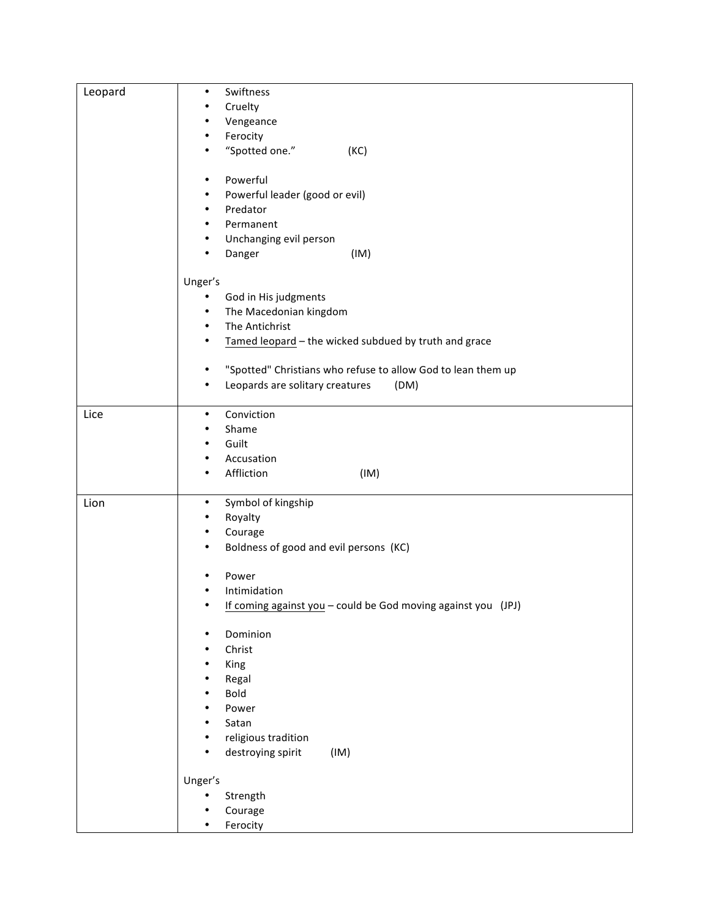| | |
|---|---|
| Leopard | • Swiftness<br>• Cruelty<br>• Vengeance<br>• Ferocity<br>• "Spotted one." (KC)<br><br>• Powerful<br>• Powerful leader (good or evil)<br>• Predator<br>• Permanent<br>• Unchanging evil person<br>• Danger (IM)<br><br>Unger's<br>• God in His judgments<br>• The Macedonian kingdom<br>• The Antichrist<br>• <u>Tamed leopard</u> – the wicked subdued by truth and grace<br><br>• "Spotted" Christians who refuse to allow God to lean them up<br>• Leopards are solitary creatures (DM) |
| Lice | • Conviction<br>• Shame<br>• Guilt<br>• Accusation<br>• Affliction (IM) |
| Lion | • Symbol of kingship<br>• Royalty<br>• Courage<br>• Boldness of good and evil persons (KC)<br><br>• Power<br>• Intimidation<br>• <u>If coming against you</u> – could be God moving against you (JPJ)<br><br>• Dominion<br>• Christ<br>• King<br>• Regal<br>• Bold<br>• Power<br>• Satan<br>• religious tradition<br>• destroying spirit (IM)<br><br>Unger's<br>• Strength<br>• Courage<br>• Ferocity |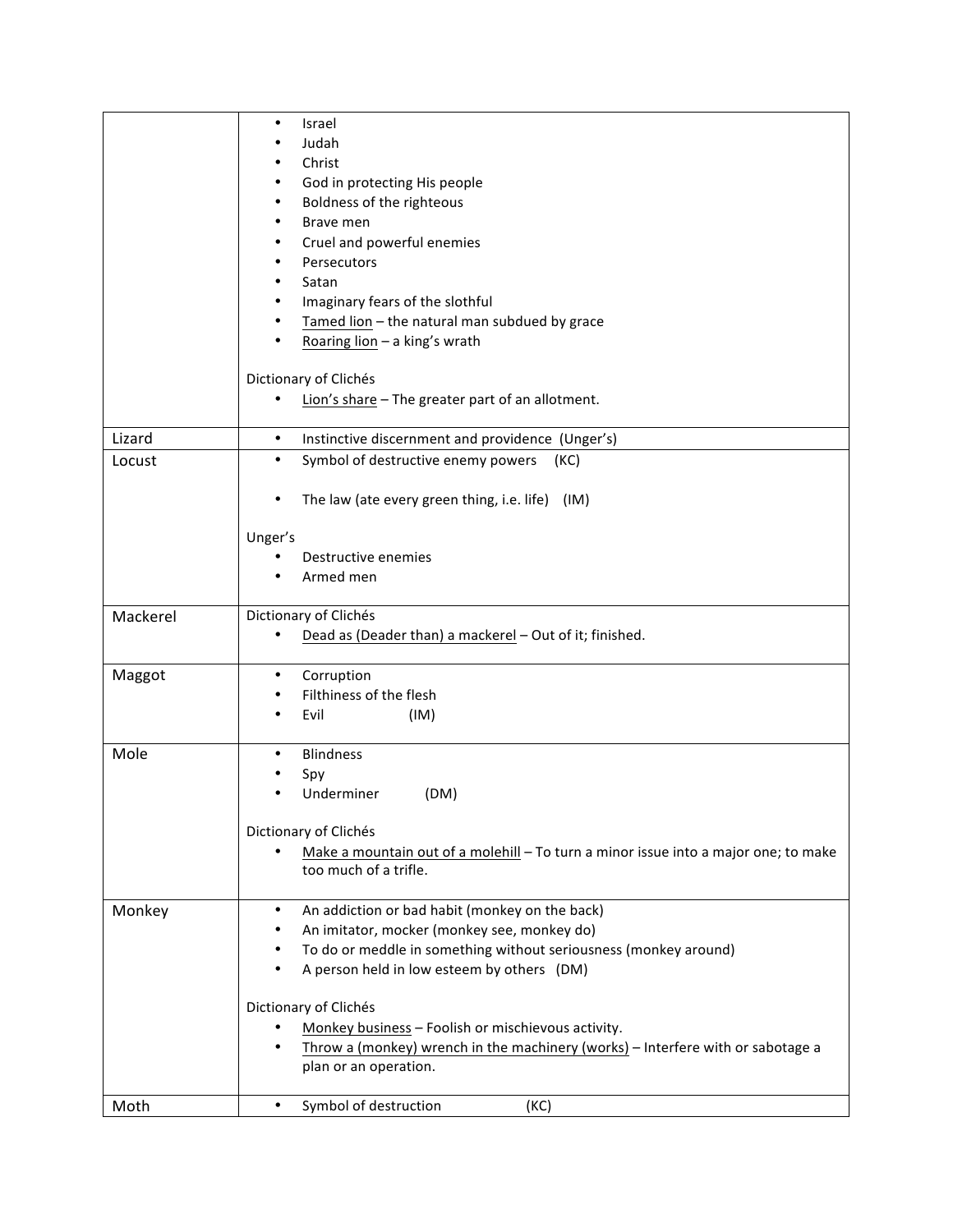| | |
|---|---|
| | • Israel<br>• Judah<br>• Christ<br>• God in protecting His people<br>• Boldness of the righteous<br>• Brave men<br>• Cruel and powerful enemies<br>• Persecutors<br>• Satan<br>• Imaginary fears of the slothful<br>• Tamed lion – the natural man subdued by grace<br>• Roaring lion – a king's wrath<br><br>Dictionary of Clichés<br>• Lion's share – The greater part of an allotment. |
| Lizard | • Instinctive discernment and providence (Unger's) |
| Locust | • Symbol of destructive enemy powers (KC)<br><br>• The law (ate every green thing, i.e. life) (IM)<br><br>Unger's<br>• Destructive enemies<br>• Armed men |
| Mackerel | Dictionary of Clichés<br>• Dead as (Deader than) a mackerel – Out of it; finished. |
| Maggot | • Corruption<br>• Filthiness of the flesh<br>• Evil (IM) |
| Mole | • Blindness<br>• Spy<br>• Underminer (DM)<br><br>Dictionary of Clichés<br>• Make a mountain out of a molehill – To turn a minor issue into a major one; to make too much of a trifle. |
| Monkey | • An addiction or bad habit (monkey on the back)<br>• An imitator, mocker (monkey see, monkey do)<br>• To do or meddle in something without seriousness (monkey around)<br>• A person held in low esteem by others (DM)<br><br>Dictionary of Clichés<br>• Monkey business – Foolish or mischievous activity.<br>• Throw a (monkey) wrench in the machinery (works) – Interfere with or sabotage a plan or an operation. |
| Moth | • Symbol of destruction (KC) |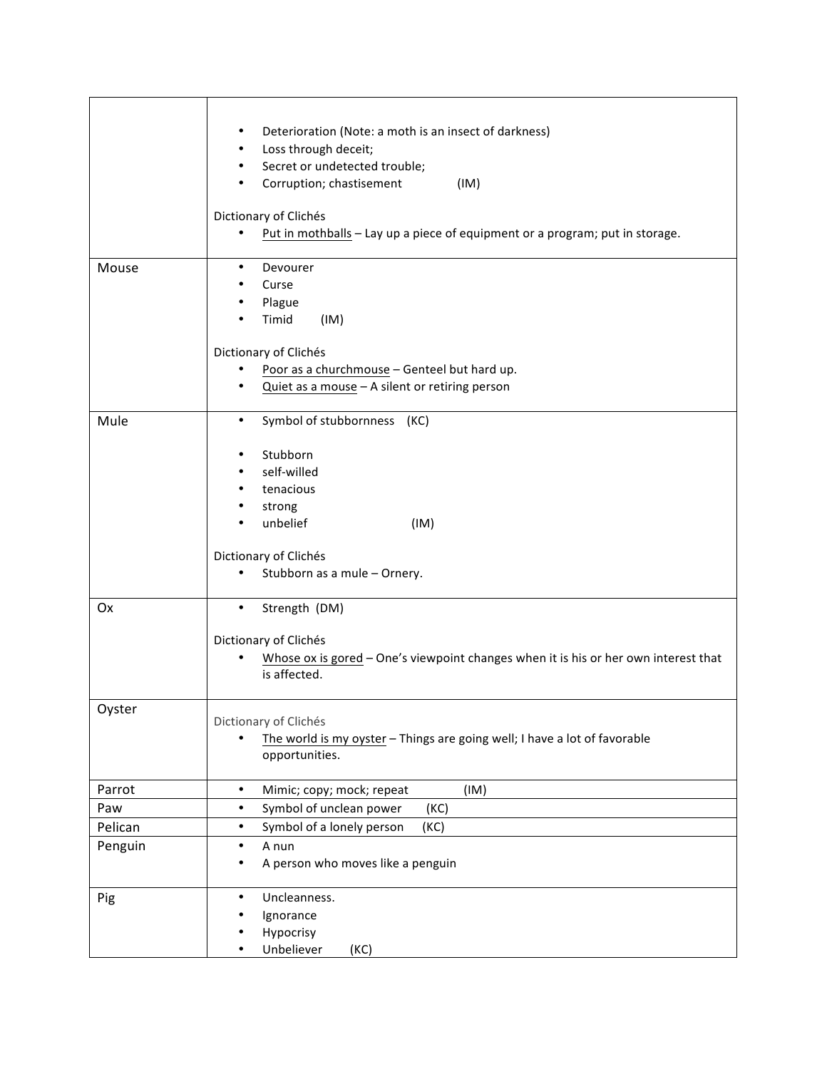| | |
|---|---|
| | • Deterioration (Note: a moth is an insect of darkness)<br>• Loss through deceit;<br>• Secret or undetected trouble;<br>• Corruption; chastisement (IM)<br><br>Dictionary of Clichés<br>• <u>Put in mothballs</u> – Lay up a piece of equipment or a program; put in storage. |
| Mouse | • Devourer<br>• Curse<br>• Plague<br>• Timid (IM)<br><br>Dictionary of Clichés<br>• <u>Poor as a churchmouse</u> – Genteel but hard up.<br>• <u>Quiet as a mouse</u> – A silent or retiring person |
| Mule | • Symbol of stubbornness (KC)<br><br>• Stubborn<br>• self-willed<br>• tenacious<br>• strong<br>• unbelief (IM)<br><br>Dictionary of Clichés<br>• Stubborn as a mule – Ornery. |
| Ox | • Strength (DM)<br><br>Dictionary of Clichés<br>• <u>Whose ox is gored</u> – One's viewpoint changes when it is his or her own interest that is affected. |
| Oyster | Dictionary of Clichés<br>• <u>The world is my oyster</u> – Things are going well; I have a lot of favorable opportunities. |
| Parrot | • Mimic; copy; mock; repeat (IM) |
| Paw | • Symbol of unclean power (KC) |
| Pelican | • Symbol of a lonely person (KC) |
| Penguin | • A nun<br>• A person who moves like a penguin |
| Pig | • Uncleanness.<br>• Ignorance<br>• Hypocrisy<br>• Unbeliever (KC) |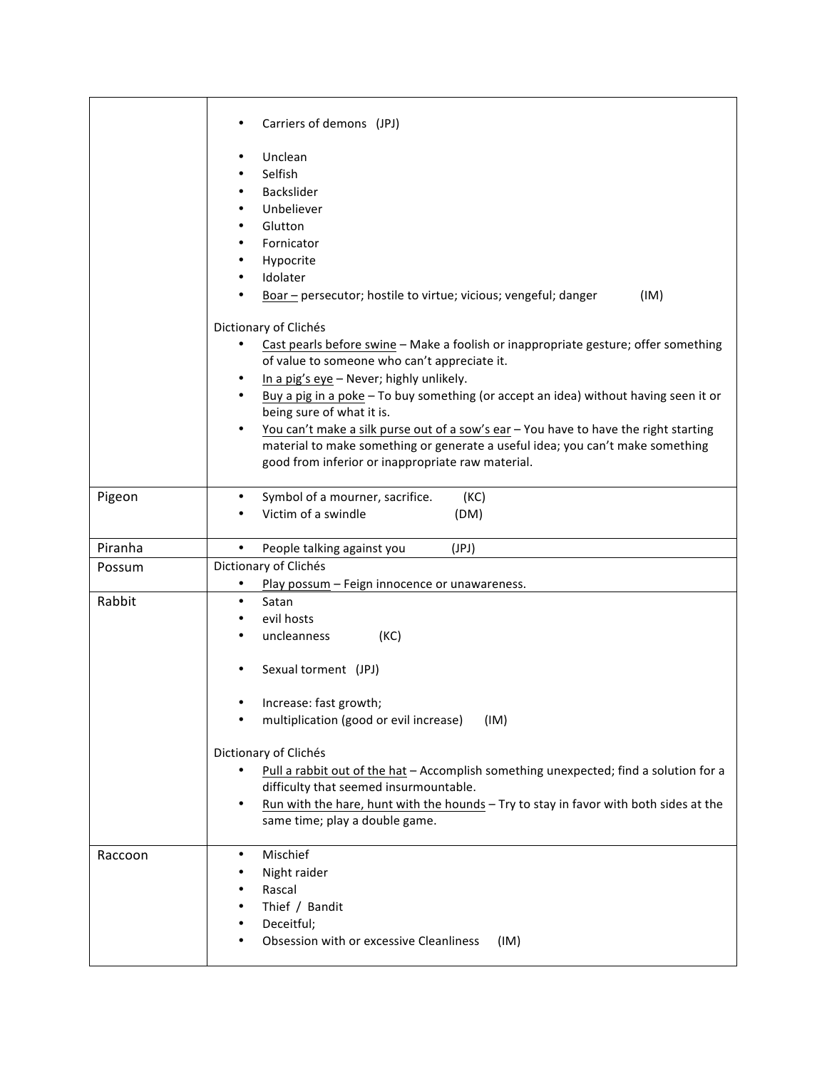| | |
|---|---|
| | • Carriers of demons (JPJ)<br><br>• Unclean<br>• Selfish<br>• Backslider<br>• Unbeliever<br>• Glutton<br>• Fornicator<br>• Hypocrite<br>• Idolater<br>• <u>Boar –</u> persecutor; hostile to virtue; vicious; vengeful; danger (IM)<br><br>Dictionary of Clichés<br>• <u>Cast pearls before swine</u> – Make a foolish or inappropriate gesture; offer something of value to someone who can't appreciate it.<br>• <u>In a pig's eye</u> – Never; highly unlikely.<br>• <u>Buy a pig in a poke</u> – To buy something (or accept an idea) without having seen it or being sure of what it is.<br>• <u>You can't make a silk purse out of a sow's ear</u> – You have to have the right starting material to make something or generate a useful idea; you can't make something good from inferior or inappropriate raw material. |
| Pigeon | • Symbol of a mourner, sacrifice. (KC)<br>• Victim of a swindle (DM) |
| Piranha | • People talking against you (JPJ) |
| Possum | Dictionary of Clichés<br>• <u>Play possum</u> – Feign innocence or unawareness. |
| Rabbit | • Satan<br>• evil hosts<br>• uncleanness (KC)<br><br>• Sexual torment (JPJ)<br><br>• Increase: fast growth;<br>• multiplication (good or evil increase) (IM)<br><br>Dictionary of Clichés<br>• <u>Pull a rabbit out of the hat</u> – Accomplish something unexpected; find a solution for a difficulty that seemed insurmountable.<br>• <u>Run with the hare, hunt with the hounds</u> – Try to stay in favor with both sides at the same time; play a double game. |
| Raccoon | • Mischief<br>• Night raider<br>• Rascal<br>• Thief / Bandit<br>• Deceitful;<br>• Obsession with or excessive Cleanliness (IM) |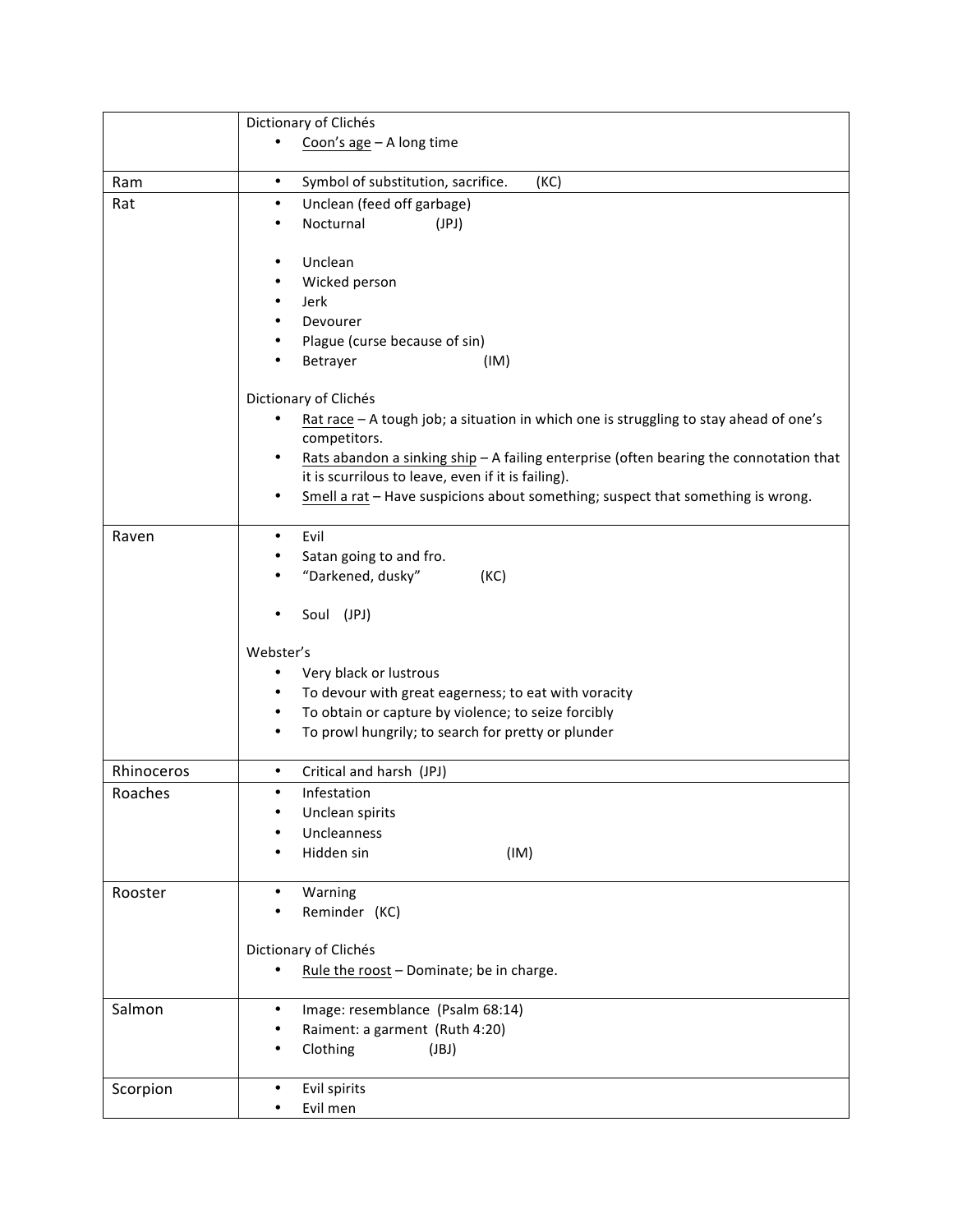| | |
|---|---|
| | Dictionary of Clichés<br>• Coon's age – A long time |
| Ram | • Symbol of substitution, sacrifice. (KC) |
| Rat | • Unclean (feed off garbage)<br>• Nocturnal (JPJ)<br><br>• Unclean<br>• Wicked person<br>• Jerk<br>• Devourer<br>• Plague (curse because of sin)<br>• Betrayer (IM)<br><br>Dictionary of Clichés<br>• Rat race – A tough job; a situation in which one is struggling to stay ahead of one's competitors.<br>• Rats abandon a sinking ship – A failing enterprise (often bearing the connotation that it is scurrilous to leave, even if it is failing).<br>• Smell a rat – Have suspicions about something; suspect that something is wrong. |
| Raven | • Evil<br>• Satan going to and fro.<br>• "Darkened, dusky" (KC)<br><br>• Soul (JPJ)<br><br>Webster's<br>• Very black or lustrous<br>• To devour with great eagerness; to eat with voracity<br>• To obtain or capture by violence; to seize forcibly<br>• To prowl hungrily; to search for pretty or plunder |
| Rhinoceros | • Critical and harsh (JPJ) |
| Roaches | • Infestation<br>• Unclean spirits<br>• Uncleanness<br>• Hidden sin (IM) |
| Rooster | • Warning<br>• Reminder (KC)<br><br>Dictionary of Clichés<br>• Rule the roost – Dominate; be in charge. |
| Salmon | • Image: resemblance (Psalm 68:14)<br>• Raiment: a garment (Ruth 4:20)<br>• Clothing (JBJ) |
| Scorpion | • Evil spirits<br>• Evil men |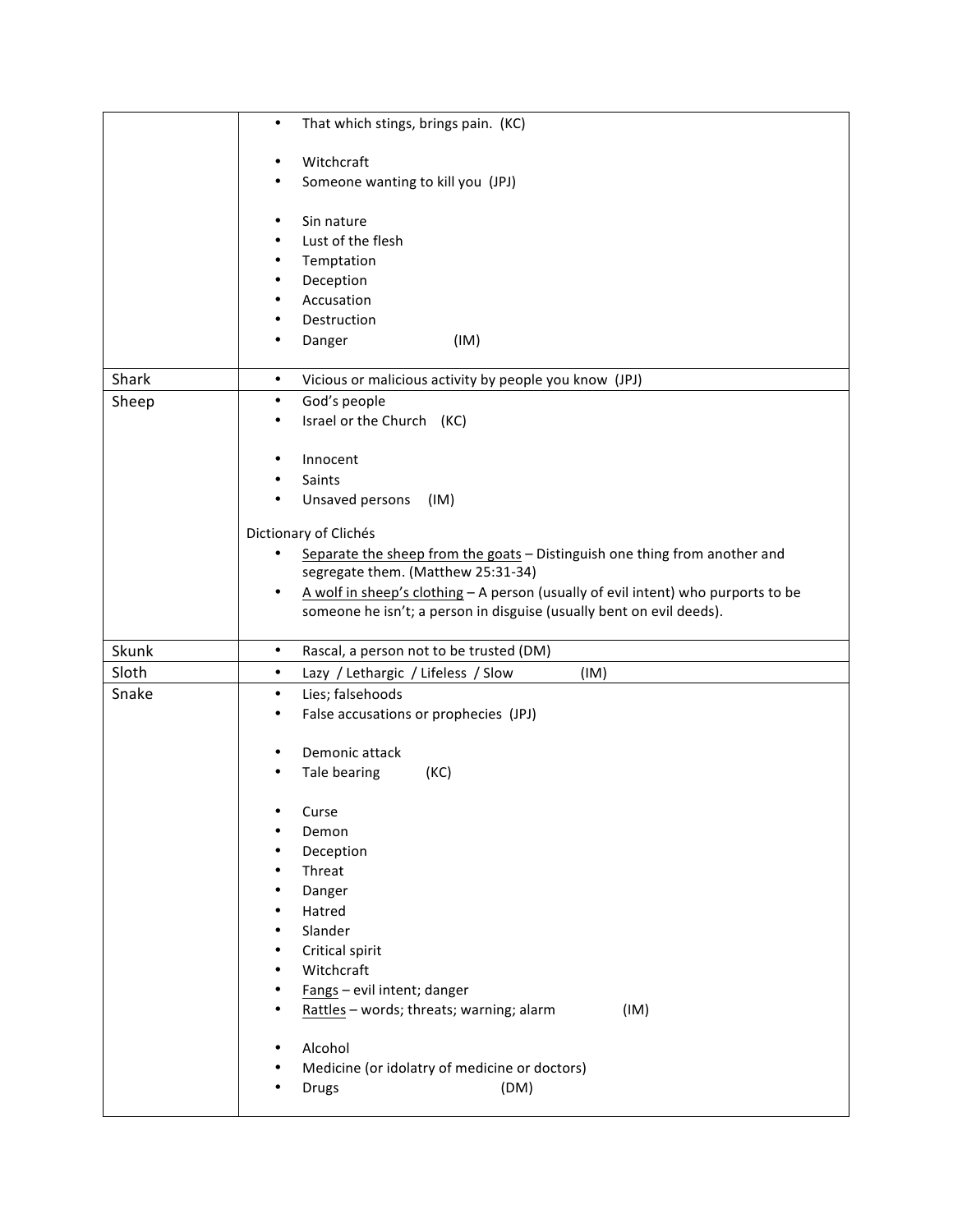| | |
|---|---|
| | • That which stings, brings pain. (KC)<br><br>• Witchcraft<br>• Someone wanting to kill you (JPJ)<br><br>• Sin nature<br>• Lust of the flesh<br>• Temptation<br>• Deception<br>• Accusation<br>• Destruction<br>• Danger (IM) |
| Shark | • Vicious or malicious activity by people you know (JPJ) |
| Sheep | • God's people<br>• Israel or the Church (KC)<br><br>• Innocent<br>• Saints<br>• Unsaved persons (IM)<br><br>Dictionary of Clichés<br>• <u>Separate the sheep from the goats</u> – Distinguish one thing from another and segregate them. (Matthew 25:31-34)<br>• <u>A wolf in sheep's clothing</u> – A person (usually of evil intent) who purports to be someone he isn't; a person in disguise (usually bent on evil deeds). |
| Skunk | • Rascal, a person not to be trusted (DM) |
| Sloth | • Lazy / Lethargic / Lifeless / Slow (IM) |
| Snake | • Lies; falsehoods<br>• False accusations or prophecies (JPJ)<br><br>• Demonic attack<br>• Tale bearing (KC)<br><br>• Curse<br>• Demon<br>• Deception<br>• Threat<br>• Danger<br>• Hatred<br>• Slander<br>• Critical spirit<br>• Witchcraft<br>• <u>Fangs</u> – evil intent; danger<br>• <u>Rattles</u> – words; threats; warning; alarm (IM)<br><br>• Alcohol<br>• Medicine (or idolatry of medicine or doctors)<br>• Drugs (DM) |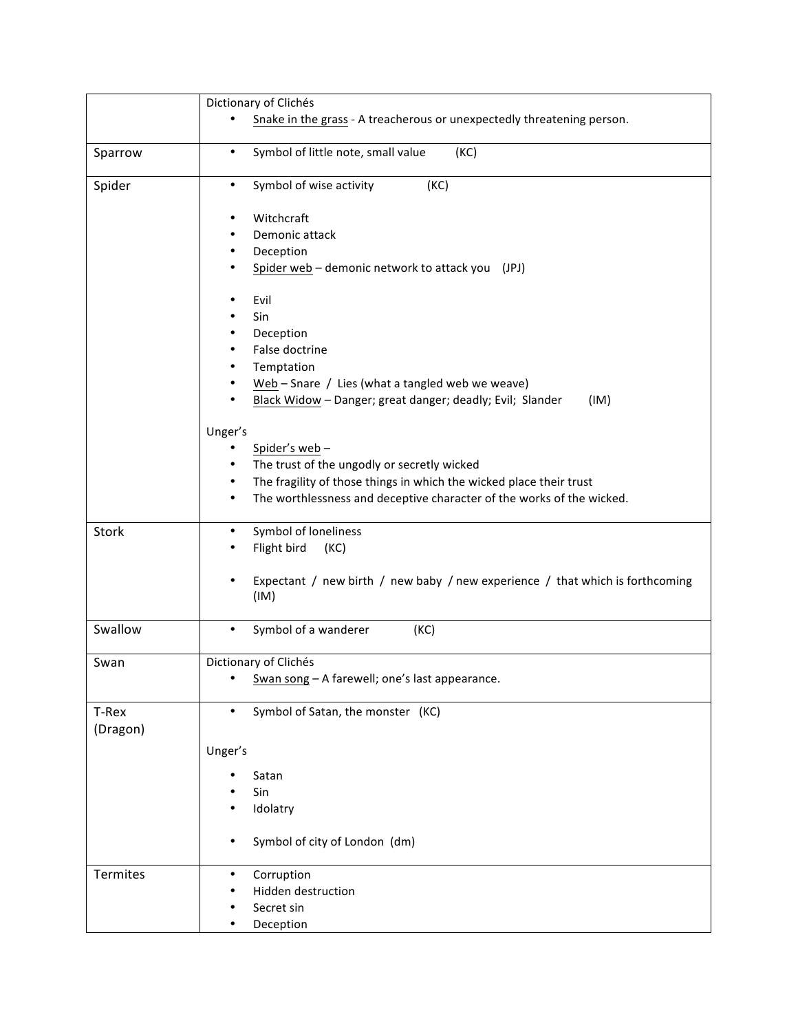| | |
|---|---|
| | Dictionary of Clichés<br>• Snake in the grass - A treacherous or unexpectedly threatening person. |
| Sparrow | • Symbol of little note, small value (KC) |
| Spider | • Symbol of wise activity (KC)<br><br>• Witchcraft<br>• Demonic attack<br>• Deception<br>• Spider web – demonic network to attack you (JPJ)<br><br>• Evil<br>• Sin<br>• Deception<br>• False doctrine<br>• Temptation<br>• Web – Snare / Lies (what a tangled web we weave)<br>• Black Widow – Danger; great danger; deadly; Evil; Slander (IM)<br><br>Unger's<br>• Spider's web –<br>• The trust of the ungodly or secretly wicked<br>• The fragility of those things in which the wicked place their trust<br>• The worthlessness and deceptive character of the works of the wicked. |
| Stork | • Symbol of loneliness<br>• Flight bird (KC)<br><br>• Expectant / new birth / new baby / new experience / that which is forthcoming (IM) |
| Swallow | • Symbol of a wanderer (KC) |
| Swan | Dictionary of Clichés<br>• Swan song – A farewell; one's last appearance. |
| T-Rex (Dragon) | • Symbol of Satan, the monster (KC)<br><br>Unger's<br><br>• Satan<br>• Sin<br>• Idolatry<br><br>• Symbol of city of London (dm) |
| Termites | • Corruption<br>• Hidden destruction<br>• Secret sin<br>• Deception |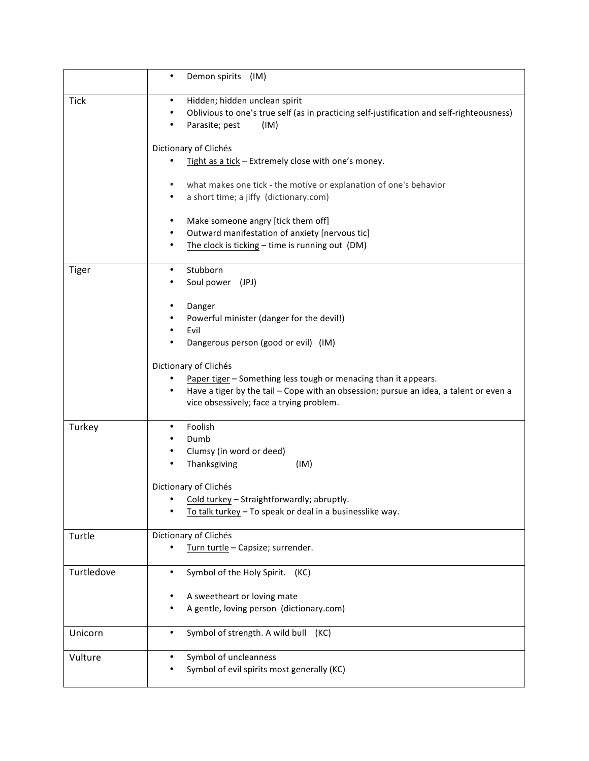| | |
|---|---|
| | • Demon spirits (IM) |
| Tick | • Hidden; hidden unclean spirit<br>• Oblivious to one's true self (as in practicing self-justification and self-righteousness)<br>• Parasite; pest (IM)<br><br>Dictionary of Clichés<br>• Tight as a tick – Extremely close with one's money.<br><br>• what makes one tick - the motive or explanation of one's behavior<br>• a short time; a jiffy (dictionary.com)<br><br>• Make someone angry [tick them off]<br>• Outward manifestation of anxiety [nervous tic]<br>• The clock is ticking – time is running out (DM) |
| Tiger | • Stubborn<br>• Soul power (JPJ)<br><br>• Danger<br>• Powerful minister (danger for the devil!)<br>• Evil<br>• Dangerous person (good or evil) (IM)<br><br>Dictionary of Clichés<br>• Paper tiger – Something less tough or menacing than it appears.<br>• Have a tiger by the tail – Cope with an obsession; pursue an idea, a talent or even a vice obsessively; face a trying problem. |
| Turkey | • Foolish<br>• Dumb<br>• Clumsy (in word or deed)<br>• Thanksgiving (IM)<br><br>Dictionary of Clichés<br>• Cold turkey – Straightforwardly; abruptly.<br>• To talk turkey – To speak or deal in a businesslike way. |
| Turtle | Dictionary of Clichés<br>• Turn turtle – Capsize; surrender. |
| Turtledove | • Symbol of the Holy Spirit. (KC)<br><br>• A sweetheart or loving mate<br>• A gentle, loving person (dictionary.com) |
| Unicorn | • Symbol of strength. A wild bull (KC) |
| Vulture | • Symbol of uncleanness<br>• Symbol of evil spirits most generally (KC) |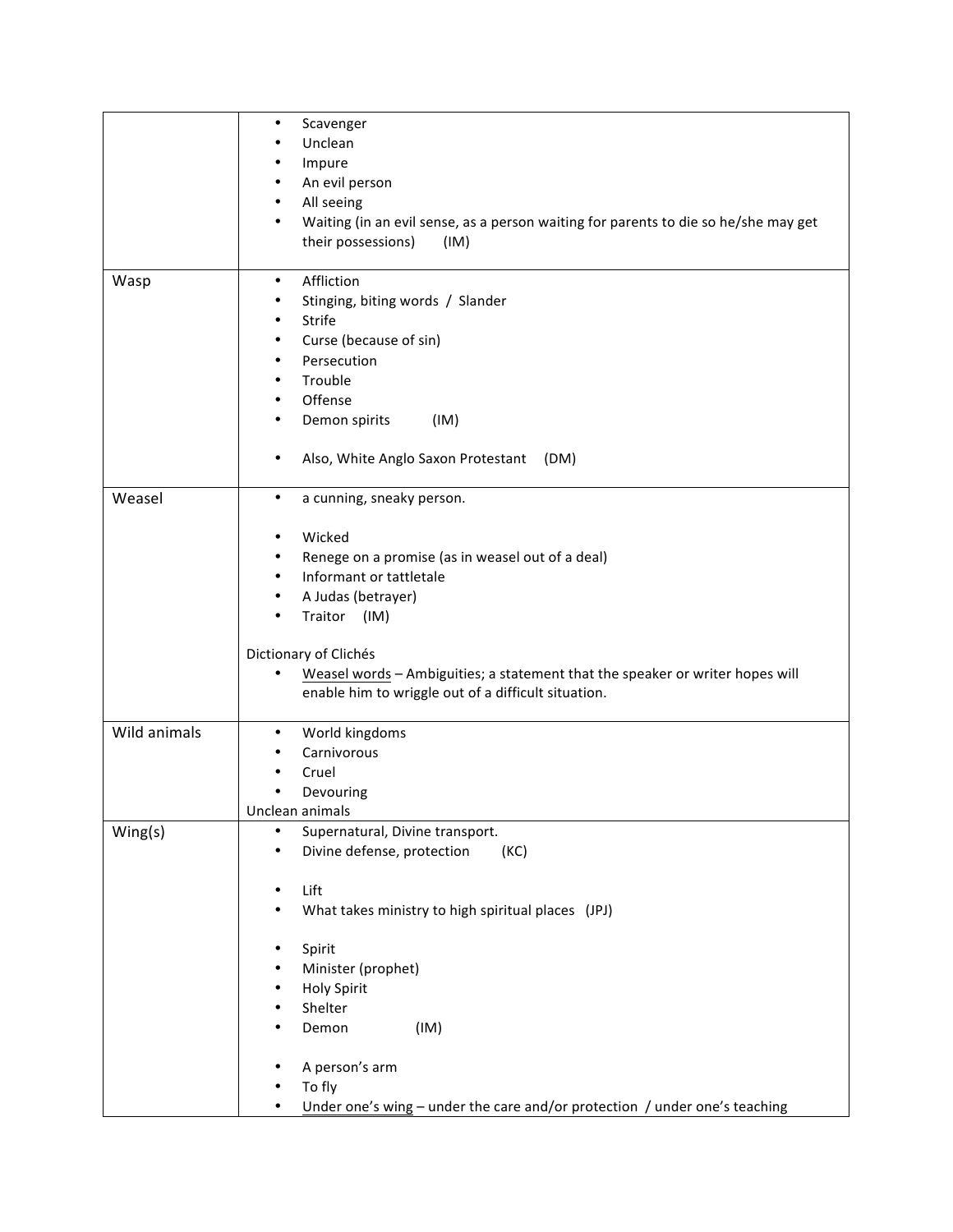| | |
|---|---|
| | • Scavenger<br>• Unclean<br>• Impure<br>• An evil person<br>• All seeing<br>• Waiting (in an evil sense, as a person waiting for parents to die so he/she may get their possessions) (IM) |
| Wasp | • Affliction<br>• Stinging, biting words / Slander<br>• Strife<br>• Curse (because of sin)<br>• Persecution<br>• Trouble<br>• Offense<br>• Demon spirits (IM)<br><br>• Also, White Anglo Saxon Protestant (DM) |
| Weasel | • a cunning, sneaky person.<br><br>• Wicked<br>• Renege on a promise (as in weasel out of a deal)<br>• Informant or tattletale<br>• A Judas (betrayer)<br>• Traitor (IM)<br><br>Dictionary of Clichés<br>• <u>Weasel words</u> – Ambiguities; a statement that the speaker or writer hopes will enable him to wriggle out of a difficult situation. |
| Wild animals | • World kingdoms<br>• Carnivorous<br>• Cruel<br>• Devouring<br>Unclean animals |
| Wing(s) | • Supernatural, Divine transport.<br>• Divine defense, protection (KC)<br><br>• Lift<br>• What takes ministry to high spiritual places (JPJ)<br><br>• Spirit<br>• Minister (prophet)<br>• Holy Spirit<br>• Shelter<br>• Demon (IM)<br><br>• A person's arm<br>• To fly<br>• <u>Under one's wing</u> – under the care and/or protection / under one's teaching |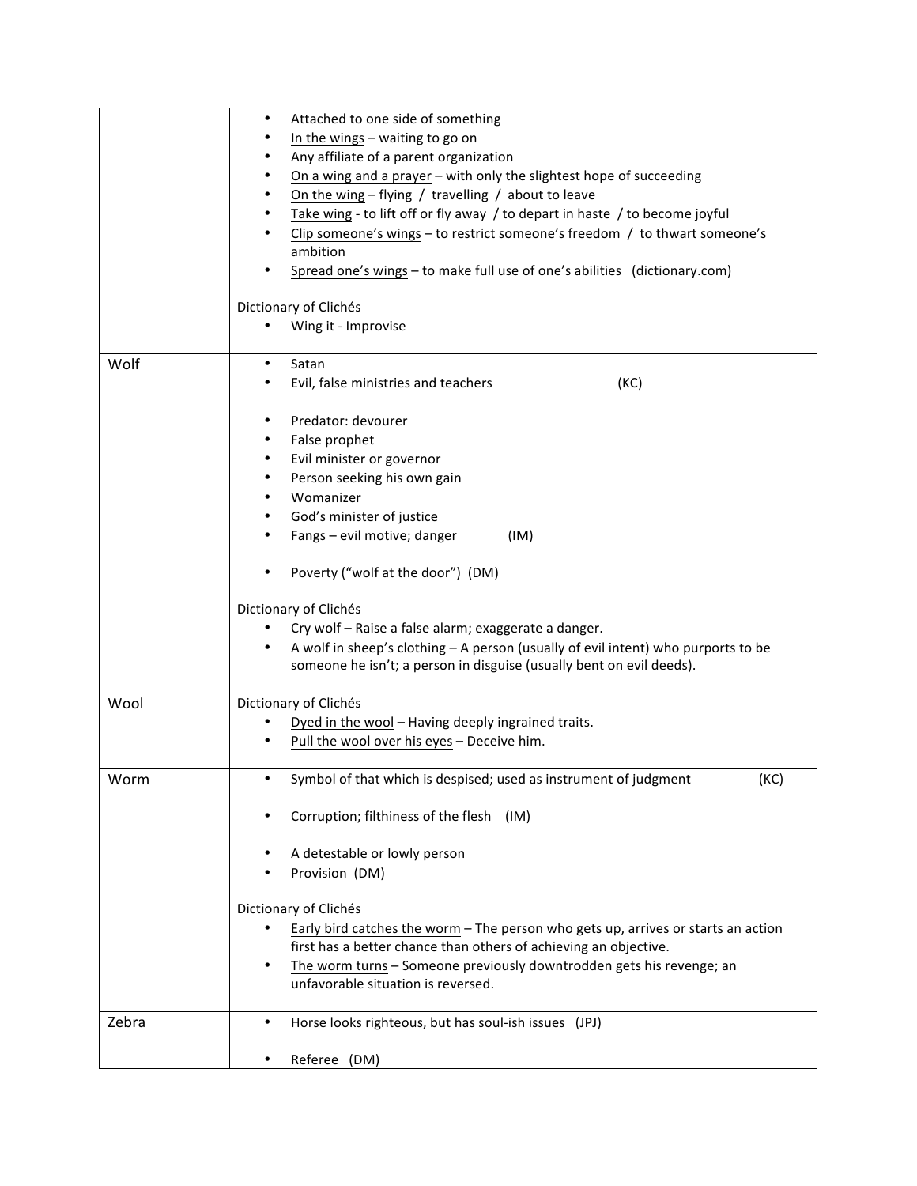| | |
|---|---|
| | • Attached to one side of something<br>• <u>In the wings</u> – waiting to go on<br>• Any affiliate of a parent organization<br>• <u>On a wing and a prayer</u> – with only the slightest hope of succeeding<br>• <u>On the wing</u> – flying / travelling / about to leave<br>• <u>Take wing</u> - to lift off or fly away / to depart in haste / to become joyful<br>• <u>Clip someone's wings</u> – to restrict someone's freedom / to thwart someone's ambition<br>• <u>Spread one's wings</u> – to make full use of one's abilities (dictionary.com)<br><br>Dictionary of Clichés<br>• <u>Wing it</u> - Improvise |
| Wolf | • Satan<br>• Evil, false ministries and teachers (KC)<br><br>• Predator: devourer<br>• False prophet<br>• Evil minister or governor<br>• Person seeking his own gain<br>• Womanizer<br>• God's minister of justice<br>• Fangs – evil motive; danger (IM)<br><br>• Poverty ("wolf at the door") (DM)<br><br>Dictionary of Clichés<br>• <u>Cry wolf</u> – Raise a false alarm; exaggerate a danger.<br>• <u>A wolf in sheep's clothing</u> – A person (usually of evil intent) who purports to be someone he isn't; a person in disguise (usually bent on evil deeds). |
| Wool | Dictionary of Clichés<br>• <u>Dyed in the wool</u> – Having deeply ingrained traits.<br>• <u>Pull the wool over his eyes</u> – Deceive him. |
| Worm | • Symbol of that which is despised; used as instrument of judgment (KC)<br><br>• Corruption; filthiness of the flesh (IM)<br><br>• A detestable or lowly person<br>• Provision (DM)<br><br>Dictionary of Clichés<br>• <u>Early bird catches the worm</u> – The person who gets up, arrives or starts an action first has a better chance than others of achieving an objective.<br>• <u>The worm turns</u> – Someone previously downtrodden gets his revenge; an unfavorable situation is reversed. |
| Zebra | • Horse looks righteous, but has soul-ish issues (JPJ)<br><br>• Referee (DM) |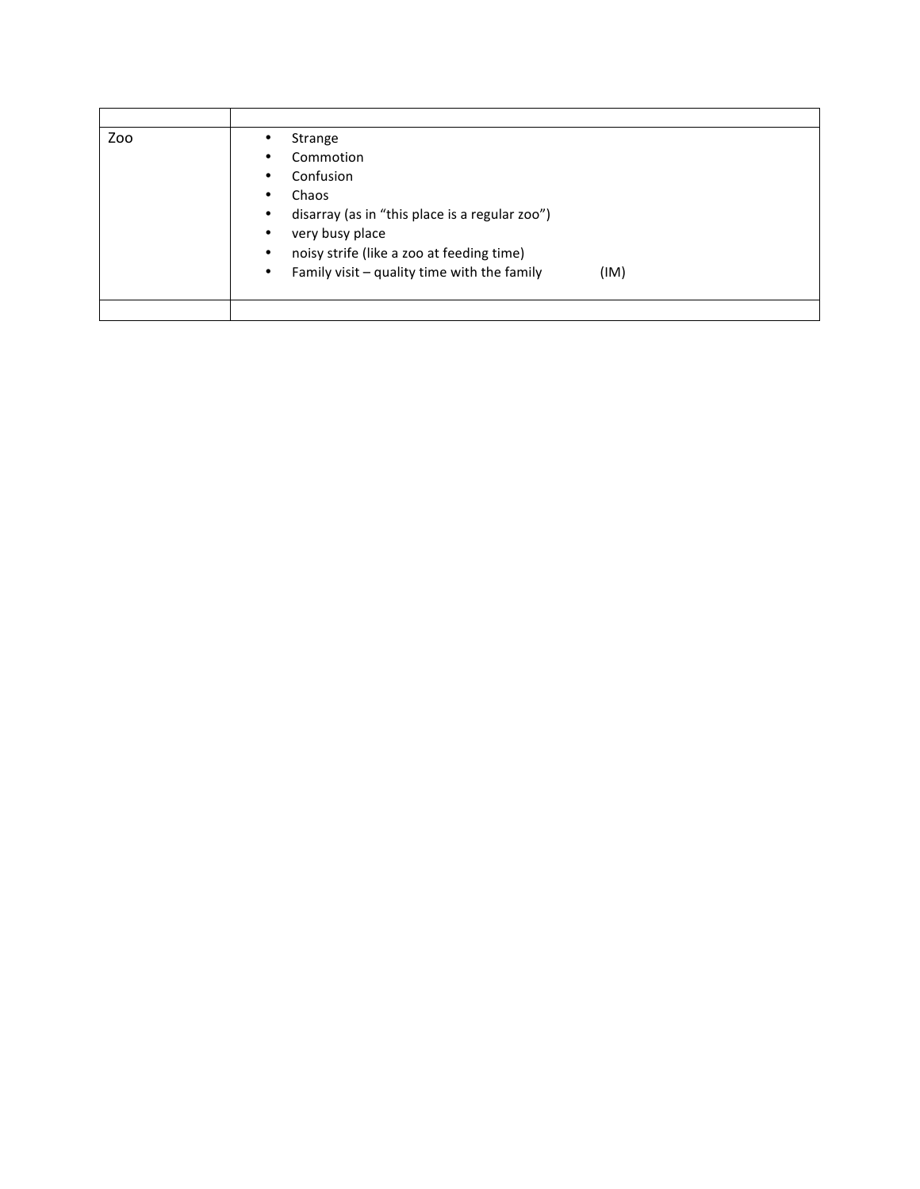| | |
|---|---|
| Zoo | • Strange<br>• Commotion<br>• Confusion<br>• Chaos<br>• disarray (as in "this place is a regular zoo")<br>• very busy place<br>• noisy strife (like a zoo at feeding time)<br>• Family visit – quality time with the family (IM) |
| | |